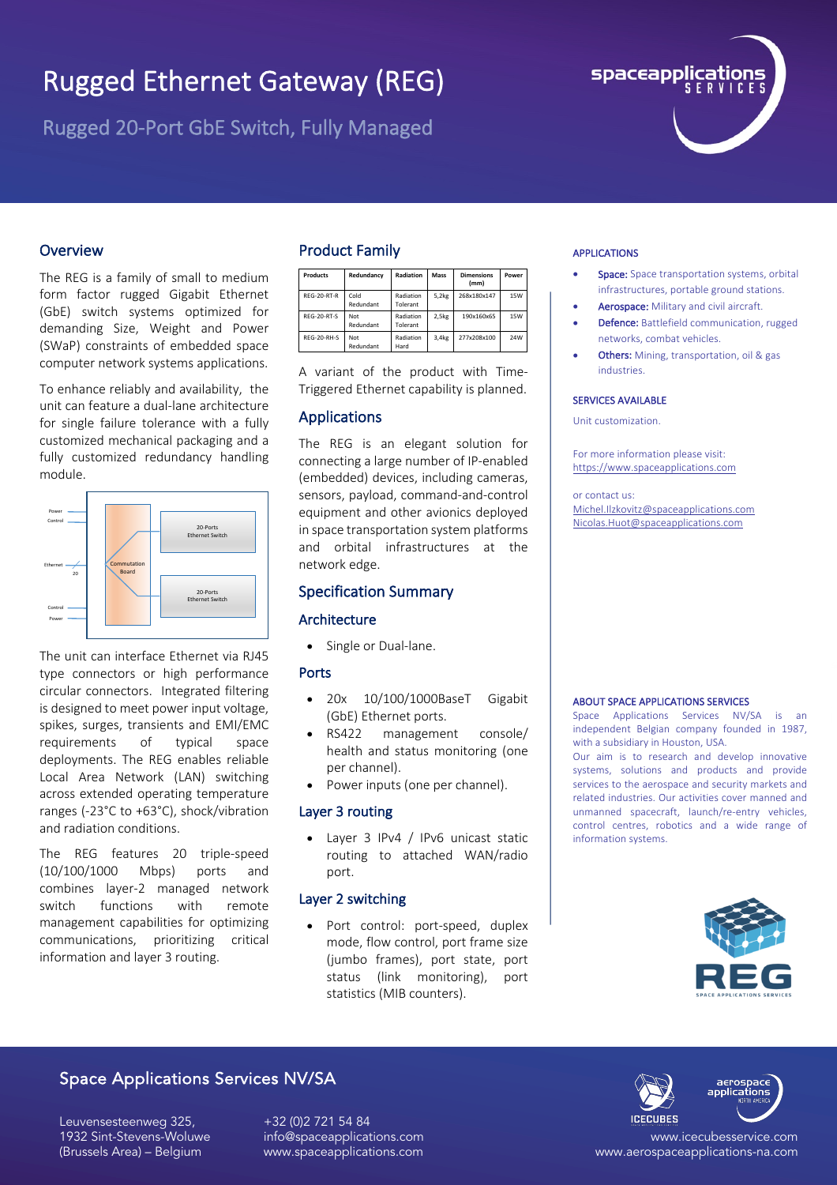# Rugged Ethernet Gateway (REG)

## Rugged 20-Port GbE Switch, Fully Managed

## Overview

The REG is a family of small to medium form factor rugged Gigabit Ethernet (GbE) switch systems optimized for demanding Size, Weight and Power (SWaP) constraints of embedded space computer network systems applications.

To enhance reliably and availability, the unit can feature a dual-lane architecture for single failure tolerance with a fully customized mechanical packaging and a fully customized redundancy handling module.

Power
Control
Ethernet
20
Commutation Board
20-Ports Ethernet Switch
20-Ports Ethernet Switch
Control
Power

The unit can interface Ethernet via RJ45 type connectors or high performance circular connectors. Integrated filtering is designed to meet power input voltage, spikes, surges, transients and EMI/EMC requirements of typical space deployments. The REG enables reliable Local Area Network (LAN) switching across extended operating temperature ranges (-23°C to +63°C), shock/vibration and radiation conditions.

The REG features 20 triple-speed (10/100/1000 Mbps) ports and combines layer-2 managed network switch functions with remote management capabilities for optimizing communications, prioritizing critical information and layer 3 routing.

## Product Family

| Products | Redundancy | Radiation | Mass | Dimensions (mm) | Power |
|---|---|---|---|---|---|
| REG-20-RT-R | Cold Redundant | Radiation Tolerant | 5,2kg | 268x180x147 | 15W |
| REG-20-RT-S | Not Redundant | Radiation Tolerant | 2,5kg | 190x160x65 | 15W |
| REG-20-RH-S | Not Redundant | Radiation Hard | 3,4kg | 277x208x100 | 24W |

A variant of the product with Time-Triggered Ethernet capability is planned.

## Applications

The REG is an elegant solution for connecting a large number of IP-enabled (embedded) devices, including cameras, sensors, payload, command-and-control equipment and other avionics deployed in space transportation system platforms and orbital infrastructures at the network edge.

## Specification Summary

### Architecture

- Single or Dual-lane.

### Ports

- 20x 10/100/1000BaseT Gigabit (GbE) Ethernet ports.
- RS422 management console/ health and status monitoring (one per channel).
- Power inputs (one per channel).

### Layer 3 routing

- Layer 3 IPv4 / IPv6 unicast static routing to attached WAN/radio port.

### Layer 2 switching

- Port control: port-speed, duplex mode, flow control, port frame size (jumbo frames), port state, port status (link monitoring), port statistics (MIB counters).

#### APPLICATIONS

- **Space:** Space transportation systems, orbital infrastructures, portable ground stations.
- **Aerospace:** Military and civil aircraft.
- **Defence:** Battlefield communication, rugged networks, combat vehicles.
- **Others:** Mining, transportation, oil & gas industries.

#### SERVICES AVAILABLE

Unit customization.

For more information please visit:
https://www.spaceapplications.com

or contact us:
Michel.Ilzkovitz@spaceapplications.com
Nicolas.Huot@spaceapplications.com

#### ABOUT SPACE APPLICATIONS SERVICES

Space Applications Services NV/SA is an independent Belgian company founded in 1987, with a subsidiary in Houston, USA.

Our aim is to research and develop innovative systems, solutions and products and provide services to the aerospace and security markets and related industries. Our activities cover manned and unmanned spacecraft, launch/re-entry vehicles, control centres, robotics and a wide range of information systems.

REG
SPACE APPLICATIONS SERVICES

## Space Applications Services NV/SA

Leuvensesteenweg 325,
1932 Sint-Stevens-Woluwe
(Brussels Area) – Belgium

+32 (0)2 721 54 84
info@spaceapplications.com
www.spaceapplications.com

www.icecubesservice.com
www.aerospaceapplications-na.com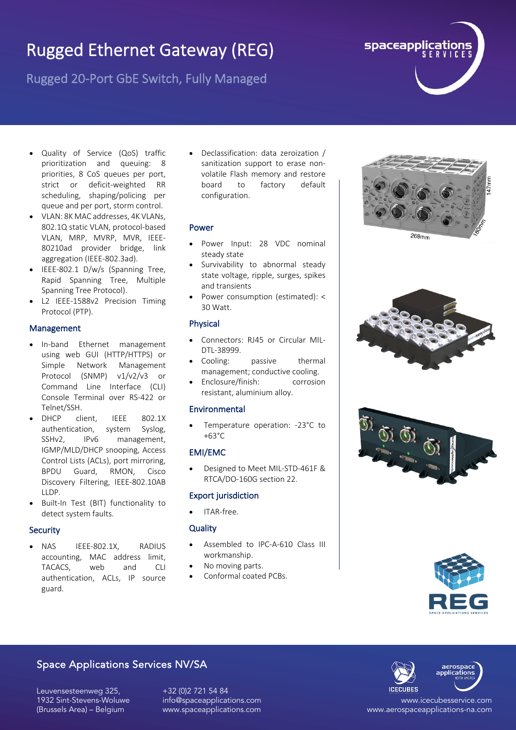# Rugged Ethernet Gateway (REG)

## Rugged 20-Port GbE Switch, Fully Managed

- Quality of Service (QoS) traffic prioritization and queuing: 8 priorities, 8 CoS queues per port, strict or deficit-weighted RR scheduling, shaping/policing per queue and per port, storm control.
- VLAN: 8K MAC addresses, 4K VLANs, 802.1Q static VLAN, protocol-based VLAN, MRP, MVRP, MVR, IEEE-80210ad provider bridge, link aggregation (IEEE-802.3ad).
- IEEE-802.1 D/w/s (Spanning Tree, Rapid Spanning Tree, Multiple Spanning Tree Protocol).
- L2 IEEE-1588v2 Precision Timing Protocol (PTP).

### Management

- In-band Ethernet management using web GUI (HTTP/HTTPS) or Simple Network Management Protocol (SNMP) v1/v2/v3 or Command Line Interface (CLI) Console Terminal over RS-422 or Telnet/SSH.
- DHCP client, IEEE 802.1X authentication, system Syslog, SSHv2, IPv6 management, IGMP/MLD/DHCP snooping, Access Control Lists (ACLs), port mirroring, BPDU Guard, RMON, Cisco Discovery Filtering, IEEE-802.10AB LLDP.
- Built-In Test (BIT) functionality to detect system faults.

### Security

- NAS IEEE-802.1X, RADIUS accounting, MAC address limit, TACACS, web and CLI authentication, ACLs, IP source guard.
- Declassification: data zeroization / sanitization support to erase non-volatile Flash memory and restore board to factory default configuration.

### Power

- Power Input: 28 VDC nominal steady state
- Survivability to abnormal steady state voltage, ripple, surges, spikes and transients
- Power consumption (estimated): < 30 Watt.

### Physical

- Connectors: RJ45 or Circular MIL-DTL-38999.
- Cooling: passive thermal management; conductive cooling.
- Enclosure/finish: corrosion resistant, aluminium alloy.

### Environmental

- Temperature operation: -23°C to +63°C

### EMI/EMC

- Designed to Meet MIL-STD-461F & RTCA/DO-160G section 22.

### Export jurisdiction

- ITAR-free.

### Quality

- Assembled to IPC-A-610 Class III workmanship.
- No moving parts.
- Conformal coated PCBs.

147mm
268mm
180mm

## Space Applications Services NV/SA

Leuvensesteenweg 325,
1932 Sint-Stevens-Woluwe
(Brussels Area) – Belgium

+32 (0)2 721 54 84
info@spaceapplications.com
www.spaceapplications.com

www.icecubesservice.com
www.aerospaceapplications-na.com